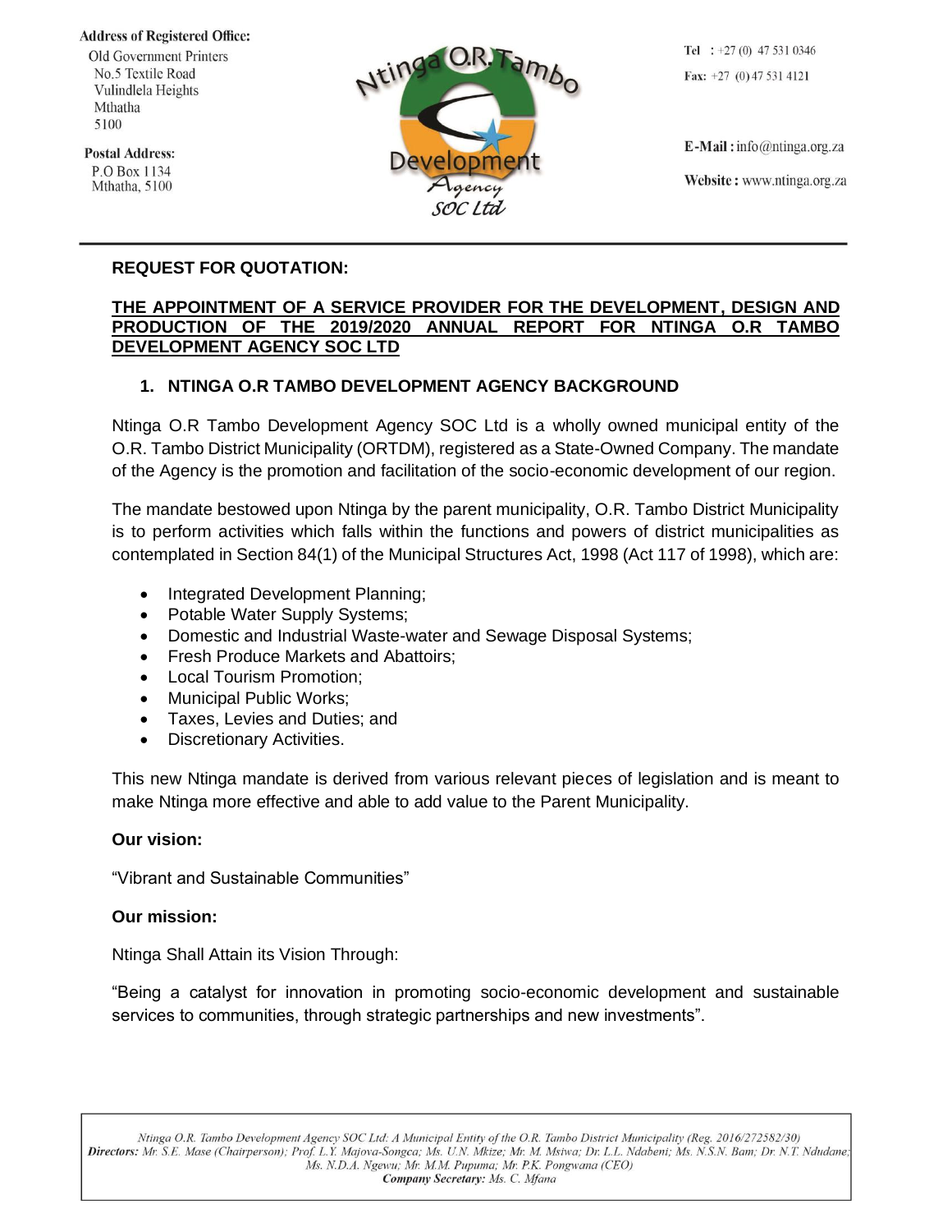**Address of Registered Office:**
Old Government Printers
No.5 Textile Road
Vulindlela Heights
Mthatha
5100

**Postal Address:**
P.O Box 1134
Mthatha, 5100

Ntinga O.R. Tambo Development Agency SOC Ltd

**Tel** : +27 (0) 47 531 0346
**Fax:** +27 (0) 47 531 4121

**E-Mail :** info@ntinga.org.za
**Website :** www.ntinga.org.za

---

**REQUEST FOR QUOTATION:**

**THE APPOINTMENT OF A SERVICE PROVIDER FOR THE DEVELOPMENT, DESIGN AND PRODUCTION OF THE 2019/2020 ANNUAL REPORT FOR NTINGA O.R TAMBO DEVELOPMENT AGENCY SOC LTD**

## 1. NTINGA O.R TAMBO DEVELOPMENT AGENCY BACKGROUND

Ntinga O.R Tambo Development Agency SOC Ltd is a wholly owned municipal entity of the O.R. Tambo District Municipality (ORTDM), registered as a State-Owned Company. The mandate of the Agency is the promotion and facilitation of the socio-economic development of our region.

The mandate bestowed upon Ntinga by the parent municipality, O.R. Tambo District Municipality is to perform activities which falls within the functions and powers of district municipalities as contemplated in Section 84(1) of the Municipal Structures Act, 1998 (Act 117 of 1998), which are:

- Integrated Development Planning;
- Potable Water Supply Systems;
- Domestic and Industrial Waste-water and Sewage Disposal Systems;
- Fresh Produce Markets and Abattoirs;
- Local Tourism Promotion;
- Municipal Public Works;
- Taxes, Levies and Duties; and
- Discretionary Activities.

This new Ntinga mandate is derived from various relevant pieces of legislation and is meant to make Ntinga more effective and able to add value to the Parent Municipality.

**Our vision:**

“Vibrant and Sustainable Communities”

**Our mission:**

Ntinga Shall Attain its Vision Through:

“Being a catalyst for innovation in promoting socio-economic development and sustainable services to communities, through strategic partnerships and new investments”.

*Ntinga O.R. Tambo Development Agency SOC Ltd: A Municipal Entity of the O.R. Tambo District Municipality (Reg. 2016/272582/30)*
***Directors:*** *Mr. S.E. Mase (Chairperson); Prof. L.Y. Majova-Songca; Ms. U.N. Mkize; Mr. M. Msiwa; Dr. L.L. Ndabeni; Ms. N.S.N. Bam; Dr. N.T. Ndudane; Ms. N.D.A. Ngewu; Mr. M.M. Pupuma; Mr. P.K. Pongwana (CEO)*
***Company Secretary:*** *Ms. C. Mfana*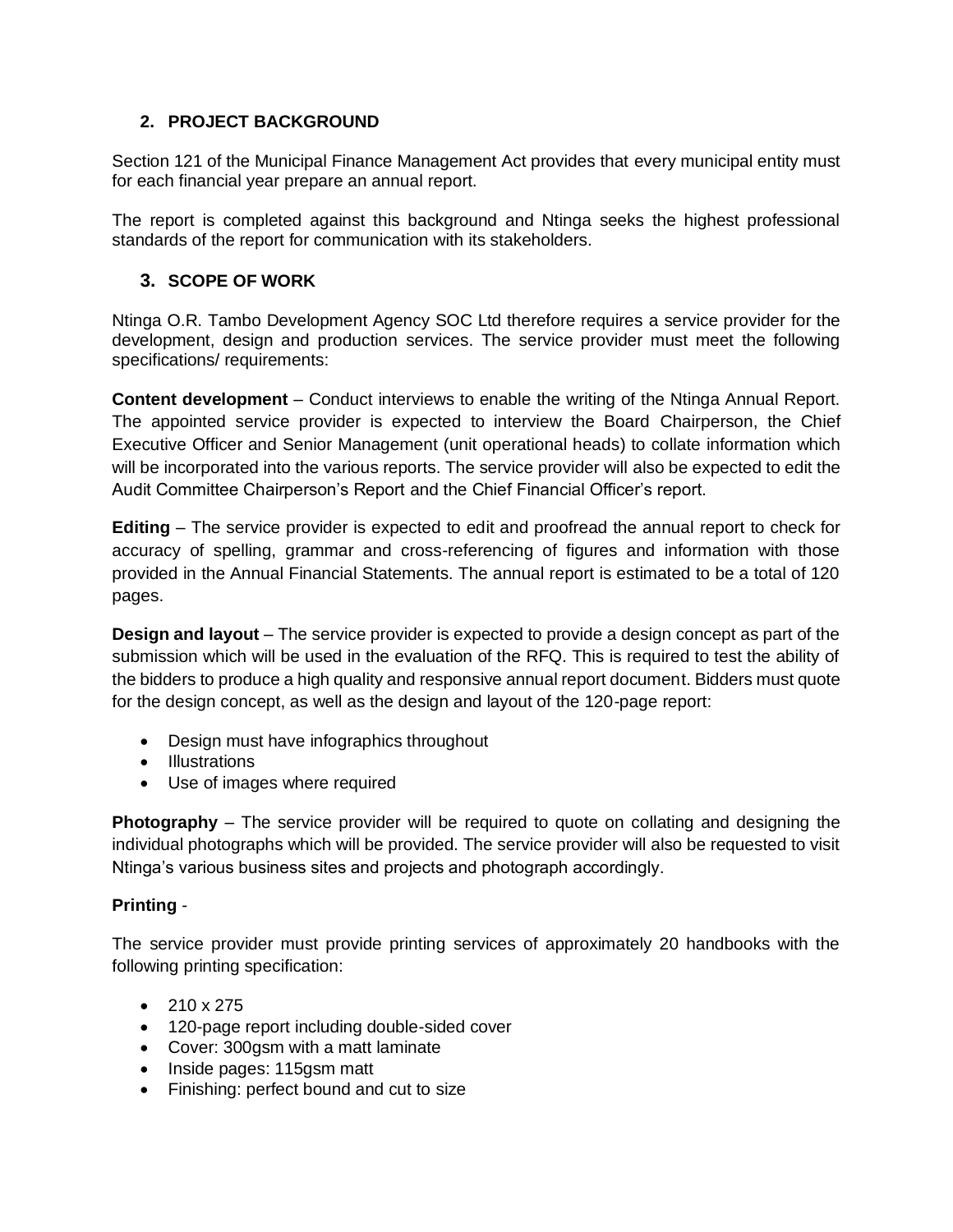## 2. PROJECT BACKGROUND

Section 121 of the Municipal Finance Management Act provides that every municipal entity must for each financial year prepare an annual report.

The report is completed against this background and Ntinga seeks the highest professional standards of the report for communication with its stakeholders.

## 3. SCOPE OF WORK

Ntinga O.R. Tambo Development Agency SOC Ltd therefore requires a service provider for the development, design and production services. The service provider must meet the following specifications/ requirements:

**Content development** – Conduct interviews to enable the writing of the Ntinga Annual Report. The appointed service provider is expected to interview the Board Chairperson, the Chief Executive Officer and Senior Management (unit operational heads) to collate information which will be incorporated into the various reports. The service provider will also be expected to edit the Audit Committee Chairperson's Report and the Chief Financial Officer's report.

**Editing** – The service provider is expected to edit and proofread the annual report to check for accuracy of spelling, grammar and cross-referencing of figures and information with those provided in the Annual Financial Statements. The annual report is estimated to be a total of 120 pages.

**Design and layout** – The service provider is expected to provide a design concept as part of the submission which will be used in the evaluation of the RFQ. This is required to test the ability of the bidders to produce a high quality and responsive annual report document. Bidders must quote for the design concept, as well as the design and layout of the 120-page report:

- Design must have infographics throughout
- Illustrations
- Use of images where required

**Photography** – The service provider will be required to quote on collating and designing the individual photographs which will be provided. The service provider will also be requested to visit Ntinga's various business sites and projects and photograph accordingly.

**Printing** -

The service provider must provide printing services of approximately 20 handbooks with the following printing specification:

- 210 x 275
- 120-page report including double-sided cover
- Cover: 300gsm with a matt laminate
- Inside pages: 115gsm matt
- Finishing: perfect bound and cut to size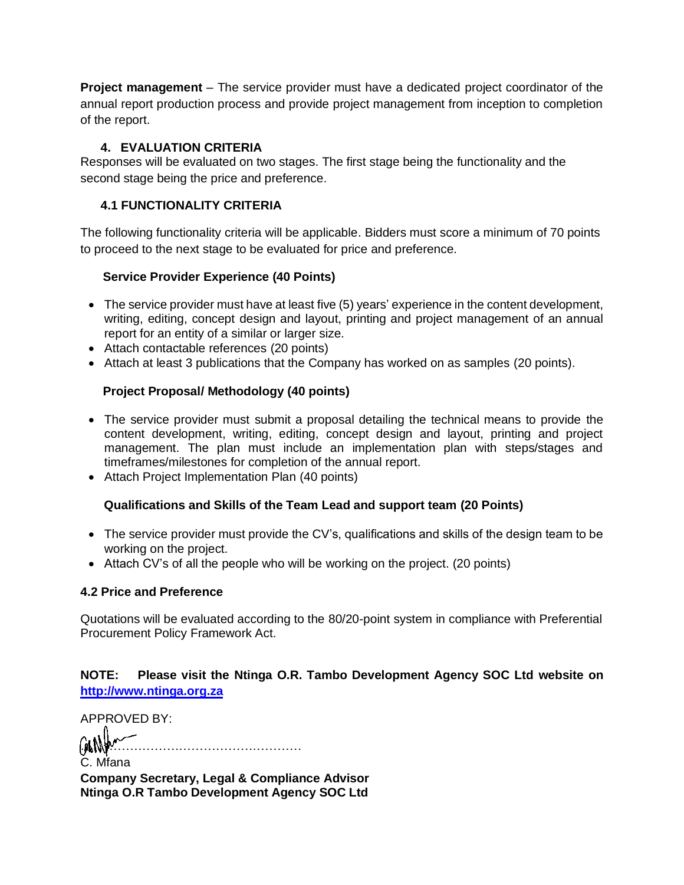**Project management** – The service provider must have a dedicated project coordinator of the annual report production process and provide project management from inception to completion of the report.

## 4. EVALUATION CRITERIA

Responses will be evaluated on two stages. The first stage being the functionality and the second stage being the price and preference.

### 4.1 FUNCTIONALITY CRITERIA

The following functionality criteria will be applicable. Bidders must score a minimum of 70 points to proceed to the next stage to be evaluated for price and preference.

**Service Provider Experience (40 Points)**

- The service provider must have at least five (5) years' experience in the content development, writing, editing, concept design and layout, printing and project management of an annual report for an entity of a similar or larger size.
- Attach contactable references (20 points)
- Attach at least 3 publications that the Company has worked on as samples (20 points).

**Project Proposal/ Methodology (40 points)**

- The service provider must submit a proposal detailing the technical means to provide the content development, writing, editing, concept design and layout, printing and project management. The plan must include an implementation plan with steps/stages and timeframes/milestones for completion of the annual report.
- Attach Project Implementation Plan (40 points)

**Qualifications and Skills of the Team Lead and support team (20 Points)**

- The service provider must provide the CV's, qualifications and skills of the design team to be working on the project.
- Attach CV's of all the people who will be working on the project. (20 points)

### 4.2 Price and Preference

Quotations will be evaluated according to the 80/20-point system in compliance with Preferential Procurement Policy Framework Act.

**NOTE: Please visit the Ntinga O.R. Tambo Development Agency SOC Ltd website on [http://www.ntinga.org.za](http://www.ntinga.org.za)**

APPROVED BY:

……………………………………………

C. Mfana

**Company Secretary, Legal & Compliance Advisor**

**Ntinga O.R Tambo Development Agency SOC Ltd**